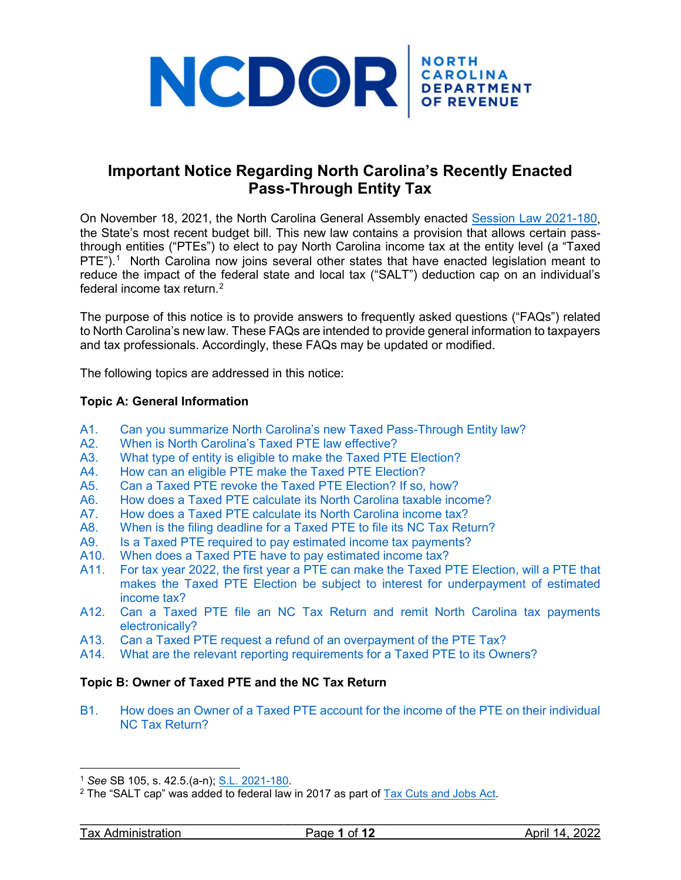NCDOR | NORTH CAROLINA DEPARTMENT OF REVENUE

# Important Notice Regarding North Carolina's Recently Enacted Pass-Through Entity Tax

On November 18, 2021, the North Carolina General Assembly enacted Session Law 2021-180, the State's most recent budget bill. This new law contains a provision that allows certain pass-through entities ("PTEs") to elect to pay North Carolina income tax at the entity level (a "Taxed PTE").[1] North Carolina now joins several other states that have enacted legislation meant to reduce the impact of the federal state and local tax ("SALT") deduction cap on an individual's federal income tax return.[2]

The purpose of this notice is to provide answers to frequently asked questions ("FAQs") related to North Carolina's new law. These FAQs are intended to provide general information to taxpayers and tax professionals. Accordingly, these FAQs may be updated or modified.

The following topics are addressed in this notice:

### Topic A: General Information

- A1. Can you summarize North Carolina's new Taxed Pass-Through Entity law?
- A2. When is North Carolina's Taxed PTE law effective?
- A3. What type of entity is eligible to make the Taxed PTE Election?
- A4. How can an eligible PTE make the Taxed PTE Election?
- A5. Can a Taxed PTE revoke the Taxed PTE Election? If so, how?
- A6. How does a Taxed PTE calculate its North Carolina taxable income?
- A7. How does a Taxed PTE calculate its North Carolina income tax?
- A8. When is the filing deadline for a Taxed PTE to file its NC Tax Return?
- A9. Is a Taxed PTE required to pay estimated income tax payments?
- A10. When does a Taxed PTE have to pay estimated income tax?
- A11. For tax year 2022, the first year a PTE can make the Taxed PTE Election, will a PTE that makes the Taxed PTE Election be subject to interest for underpayment of estimated income tax?
- A12. Can a Taxed PTE file an NC Tax Return and remit North Carolina tax payments electronically?
- A13. Can a Taxed PTE request a refund of an overpayment of the PTE Tax?
- A14. What are the relevant reporting requirements for a Taxed PTE to its Owners?

### Topic B: Owner of Taxed PTE and the NC Tax Return

- B1. How does an Owner of a Taxed PTE account for the income of the PTE on their individual NC Tax Return?

---

[1] *See* SB 105, s. 42.5.(a-n); S.L. 2021-180.

[2] The "SALT cap" was added to federal law in 2017 as part of Tax Cuts and Jobs Act.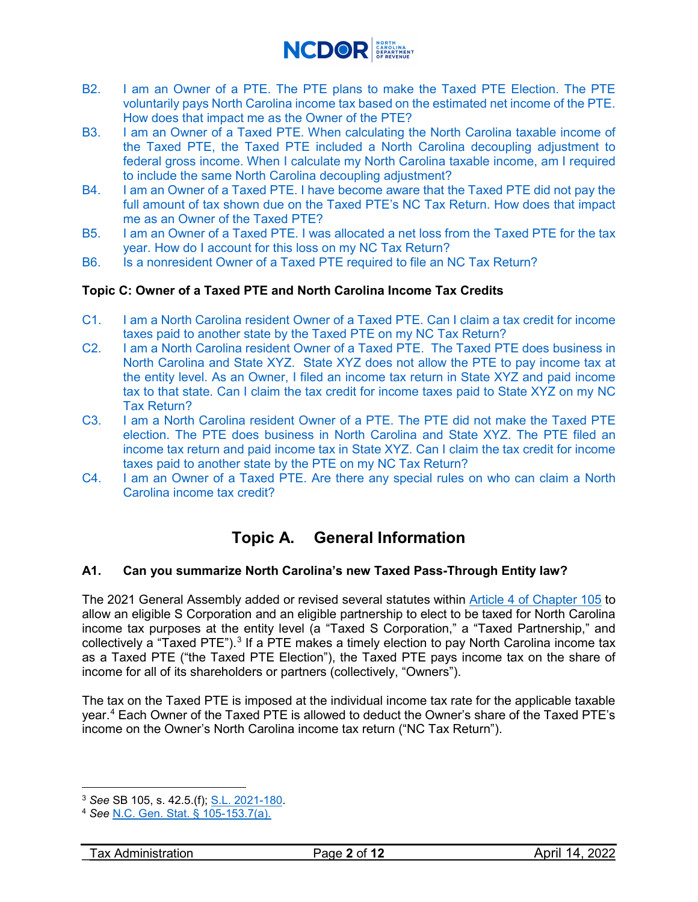B2. I am an Owner of a PTE. The PTE plans to make the Taxed PTE Election. The PTE voluntarily pays North Carolina income tax based on the estimated net income of the PTE. How does that impact me as the Owner of the PTE?

B3. I am an Owner of a Taxed PTE. When calculating the North Carolina taxable income of the Taxed PTE, the Taxed PTE included a North Carolina decoupling adjustment to federal gross income. When I calculate my North Carolina taxable income, am I required to include the same North Carolina decoupling adjustment?

B4. I am an Owner of a Taxed PTE. I have become aware that the Taxed PTE did not pay the full amount of tax shown due on the Taxed PTE's NC Tax Return. How does that impact me as an Owner of the Taxed PTE?

B5. I am an Owner of a Taxed PTE. I was allocated a net loss from the Taxed PTE for the tax year. How do I account for this loss on my NC Tax Return?

B6. Is a nonresident Owner of a Taxed PTE required to file an NC Tax Return?

**Topic C: Owner of a Taxed PTE and North Carolina Income Tax Credits**

C1. I am a North Carolina resident Owner of a Taxed PTE. Can I claim a tax credit for income taxes paid to another state by the Taxed PTE on my NC Tax Return?

C2. I am a North Carolina resident Owner of a Taxed PTE. The Taxed PTE does business in North Carolina and State XYZ. State XYZ does not allow the PTE to pay income tax at the entity level. As an Owner, I filed an income tax return in State XYZ and paid income tax to that state. Can I claim the tax credit for income taxes paid to State XYZ on my NC Tax Return?

C3. I am a North Carolina resident Owner of a PTE. The PTE did not make the Taxed PTE election. The PTE does business in North Carolina and State XYZ. The PTE filed an income tax return and paid income tax in State XYZ. Can I claim the tax credit for income taxes paid to another state by the PTE on my NC Tax Return?

C4. I am an Owner of a Taxed PTE. Are there any special rules on who can claim a North Carolina income tax credit?

## Topic A. General Information

### A1. Can you summarize North Carolina's new Taxed Pass-Through Entity law?

The 2021 General Assembly added or revised several statutes within Article 4 of Chapter 105 to allow an eligible S Corporation and an eligible partnership to elect to be taxed for North Carolina income tax purposes at the entity level (a "Taxed S Corporation," a "Taxed Partnership," and collectively a "Taxed PTE").[3] If a PTE makes a timely election to pay North Carolina income tax as a Taxed PTE ("the Taxed PTE Election"), the Taxed PTE pays income tax on the share of income for all of its shareholders or partners (collectively, "Owners").

The tax on the Taxed PTE is imposed at the individual income tax rate for the applicable taxable year.[4] Each Owner of the Taxed PTE is allowed to deduct the Owner's share of the Taxed PTE's income on the Owner's North Carolina income tax return ("NC Tax Return").

[3] *See* SB 105, s. 42.5.(f); S.L. 2021-180.

[4] *See* N.C. Gen. Stat. § 105-153.7(a).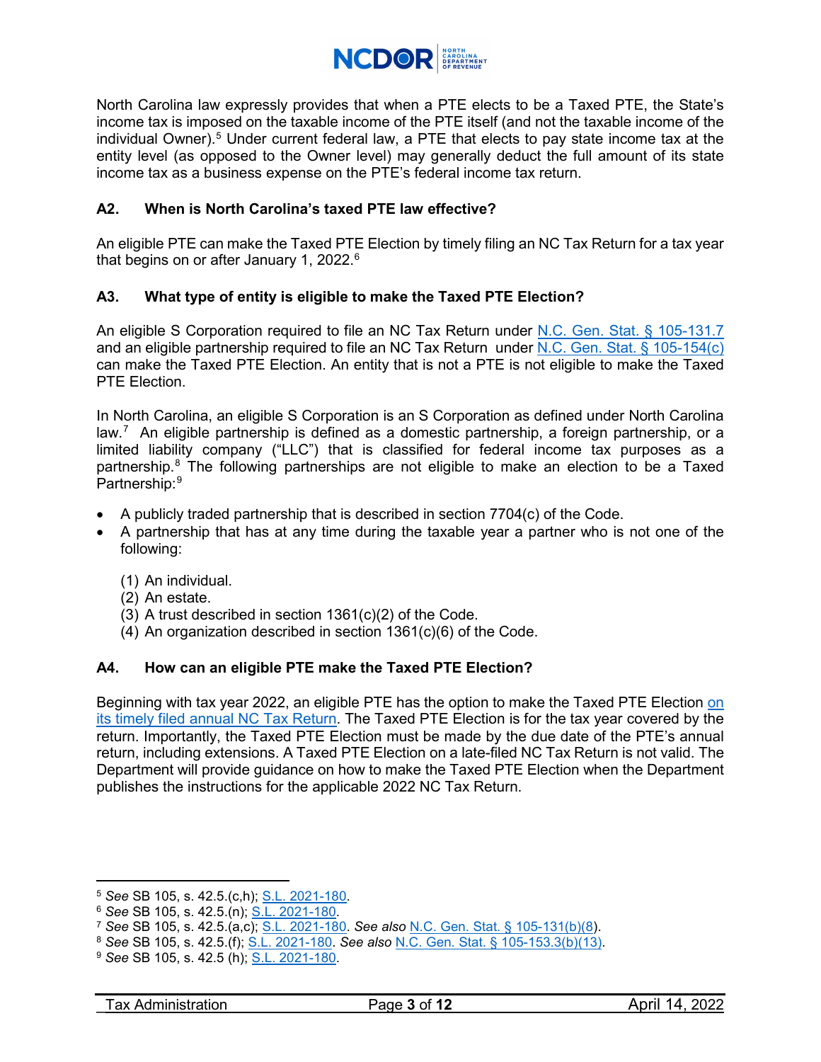North Carolina law expressly provides that when a PTE elects to be a Taxed PTE, the State's income tax is imposed on the taxable income of the PTE itself (and not the taxable income of the individual Owner).[5] Under current federal law, a PTE that elects to pay state income tax at the entity level (as opposed to the Owner level) may generally deduct the full amount of its state income tax as a business expense on the PTE's federal income tax return.

### A2. When is North Carolina's taxed PTE law effective?

An eligible PTE can make the Taxed PTE Election by timely filing an NC Tax Return for a tax year that begins on or after January 1, 2022.[6]

### A3. What type of entity is eligible to make the Taxed PTE Election?

An eligible S Corporation required to file an NC Tax Return under N.C. Gen. Stat. § 105-131.7 and an eligible partnership required to file an NC Tax Return under N.C. Gen. Stat. § 105-154(c) can make the Taxed PTE Election. An entity that is not a PTE is not eligible to make the Taxed PTE Election.

In North Carolina, an eligible S Corporation is an S Corporation as defined under North Carolina law.[7] An eligible partnership is defined as a domestic partnership, a foreign partnership, or a limited liability company ("LLC") that is classified for federal income tax purposes as a partnership.[8] The following partnerships are not eligible to make an election to be a Taxed Partnership:[9]

- A publicly traded partnership that is described in section 7704(c) of the Code.
- A partnership that has at any time during the taxable year a partner who is not one of the following:

  (1) An individual.
  (2) An estate.
  (3) A trust described in section 1361(c)(2) of the Code.
  (4) An organization described in section 1361(c)(6) of the Code.

### A4. How can an eligible PTE make the Taxed PTE Election?

Beginning with tax year 2022, an eligible PTE has the option to make the Taxed PTE Election on its timely filed annual NC Tax Return. The Taxed PTE Election is for the tax year covered by the return. Importantly, the Taxed PTE Election must be made by the due date of the PTE's annual return, including extensions. A Taxed PTE Election on a late-filed NC Tax Return is not valid. The Department will provide guidance on how to make the Taxed PTE Election when the Department publishes the instructions for the applicable 2022 NC Tax Return.

---

[5] *See* SB 105, s. 42.5.(c,h); S.L. 2021-180.
[6] *See* SB 105, s. 42.5.(n); S.L. 2021-180.
[7] *See* SB 105, s. 42.5.(a,c); S.L. 2021-180. *See also* N.C. Gen. Stat. § 105-131(b)(8).
[8] *See* SB 105, s. 42.5.(f); S.L. 2021-180. *See also* N.C. Gen. Stat. § 105-153.3(b)(13).
[9] *See* SB 105, s. 42.5 (h); S.L. 2021-180.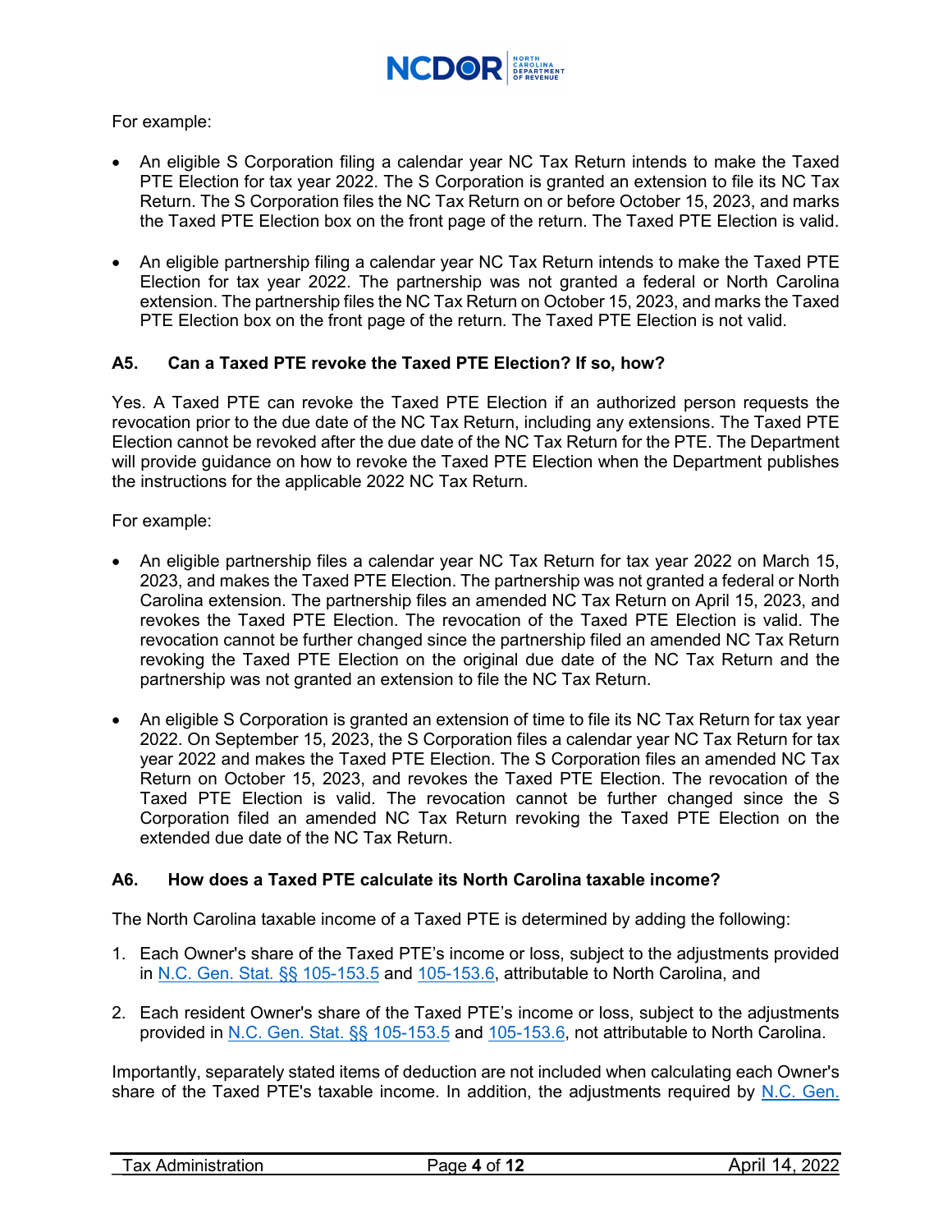For example:

- An eligible S Corporation filing a calendar year NC Tax Return intends to make the Taxed PTE Election for tax year 2022. The S Corporation is granted an extension to file its NC Tax Return. The S Corporation files the NC Tax Return on or before October 15, 2023, and marks the Taxed PTE Election box on the front page of the return. The Taxed PTE Election is valid.

- An eligible partnership filing a calendar year NC Tax Return intends to make the Taxed PTE Election for tax year 2022. The partnership was not granted a federal or North Carolina extension. The partnership files the NC Tax Return on October 15, 2023, and marks the Taxed PTE Election box on the front page of the return. The Taxed PTE Election is not valid.

### A5. Can a Taxed PTE revoke the Taxed PTE Election? If so, how?

Yes. A Taxed PTE can revoke the Taxed PTE Election if an authorized person requests the revocation prior to the due date of the NC Tax Return, including any extensions. The Taxed PTE Election cannot be revoked after the due date of the NC Tax Return for the PTE. The Department will provide guidance on how to revoke the Taxed PTE Election when the Department publishes the instructions for the applicable 2022 NC Tax Return.

For example:

- An eligible partnership files a calendar year NC Tax Return for tax year 2022 on March 15, 2023, and makes the Taxed PTE Election. The partnership was not granted a federal or North Carolina extension. The partnership files an amended NC Tax Return on April 15, 2023, and revokes the Taxed PTE Election. The revocation of the Taxed PTE Election is valid. The revocation cannot be further changed since the partnership filed an amended NC Tax Return revoking the Taxed PTE Election on the original due date of the NC Tax Return and the partnership was not granted an extension to file the NC Tax Return.

- An eligible S Corporation is granted an extension of time to file its NC Tax Return for tax year 2022. On September 15, 2023, the S Corporation files a calendar year NC Tax Return for tax year 2022 and makes the Taxed PTE Election. The S Corporation files an amended NC Tax Return on October 15, 2023, and revokes the Taxed PTE Election. The revocation of the Taxed PTE Election is valid. The revocation cannot be further changed since the S Corporation filed an amended NC Tax Return revoking the Taxed PTE Election on the extended due date of the NC Tax Return.

### A6. How does a Taxed PTE calculate its North Carolina taxable income?

The North Carolina taxable income of a Taxed PTE is determined by adding the following:

1. Each Owner's share of the Taxed PTE's income or loss, subject to the adjustments provided in N.C. Gen. Stat. §§ 105-153.5 and 105-153.6, attributable to North Carolina, and

2. Each resident Owner's share of the Taxed PTE's income or loss, subject to the adjustments provided in N.C. Gen. Stat. §§ 105-153.5 and 105-153.6, not attributable to North Carolina.

Importantly, separately stated items of deduction are not included when calculating each Owner's share of the Taxed PTE's taxable income. In addition, the adjustments required by N.C. Gen.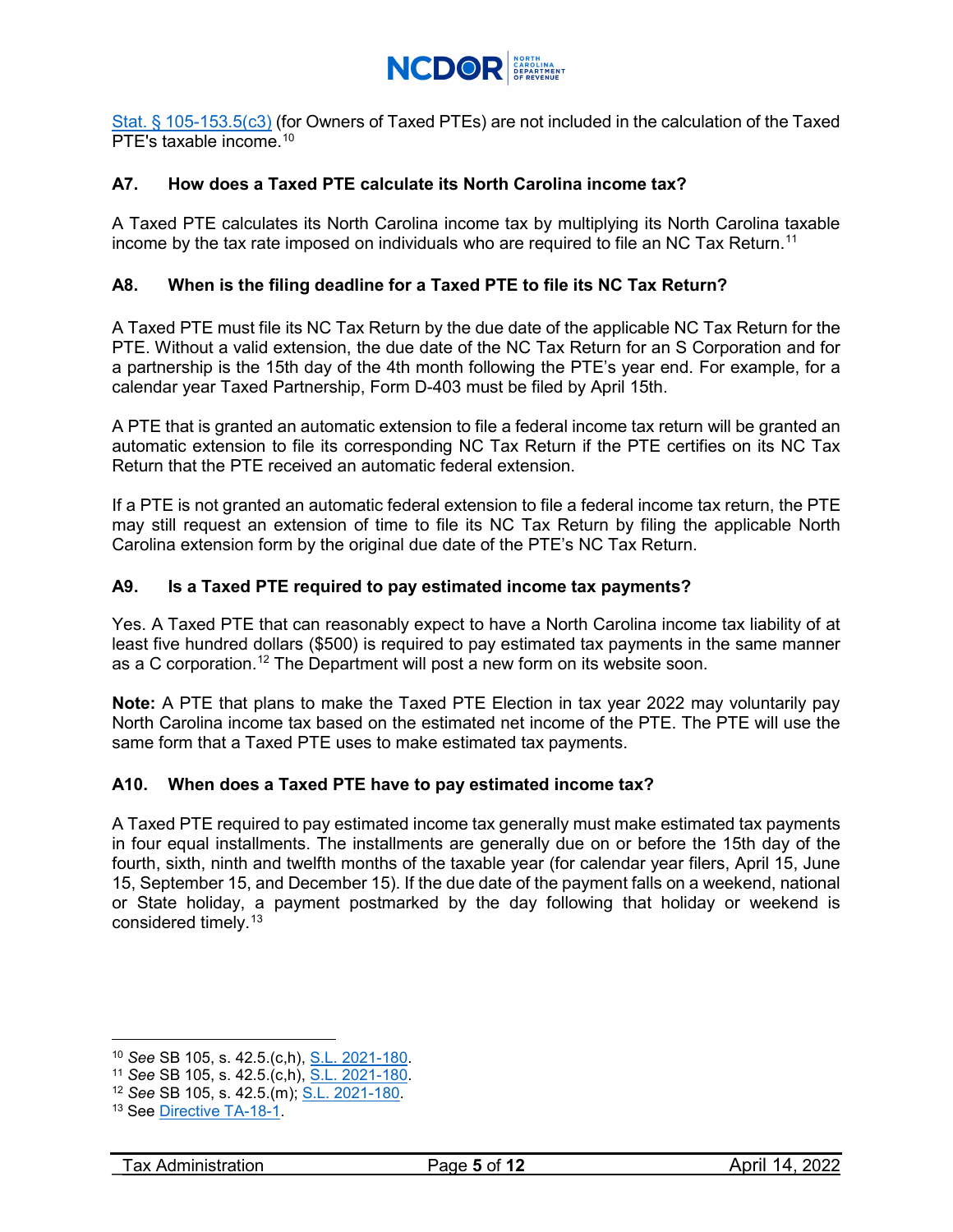Stat. § 105-153.5(c3) (for Owners of Taxed PTEs) are not included in the calculation of the Taxed PTE's taxable income.[10]

### A7. How does a Taxed PTE calculate its North Carolina income tax?

A Taxed PTE calculates its North Carolina income tax by multiplying its North Carolina taxable income by the tax rate imposed on individuals who are required to file an NC Tax Return.[11]

### A8. When is the filing deadline for a Taxed PTE to file its NC Tax Return?

A Taxed PTE must file its NC Tax Return by the due date of the applicable NC Tax Return for the PTE. Without a valid extension, the due date of the NC Tax Return for an S Corporation and for a partnership is the 15th day of the 4th month following the PTE's year end. For example, for a calendar year Taxed Partnership, Form D-403 must be filed by April 15th.

A PTE that is granted an automatic extension to file a federal income tax return will be granted an automatic extension to file its corresponding NC Tax Return if the PTE certifies on its NC Tax Return that the PTE received an automatic federal extension.

If a PTE is not granted an automatic federal extension to file a federal income tax return, the PTE may still request an extension of time to file its NC Tax Return by filing the applicable North Carolina extension form by the original due date of the PTE's NC Tax Return.

### A9. Is a Taxed PTE required to pay estimated income tax payments?

Yes. A Taxed PTE that can reasonably expect to have a North Carolina income tax liability of at least five hundred dollars ($500) is required to pay estimated tax payments in the same manner as a C corporation.[12] The Department will post a new form on its website soon.

**Note:** A PTE that plans to make the Taxed PTE Election in tax year 2022 may voluntarily pay North Carolina income tax based on the estimated net income of the PTE. The PTE will use the same form that a Taxed PTE uses to make estimated tax payments.

### A10. When does a Taxed PTE have to pay estimated income tax?

A Taxed PTE required to pay estimated income tax generally must make estimated tax payments in four equal installments. The installments are generally due on or before the 15th day of the fourth, sixth, ninth and twelfth months of the taxable year (for calendar year filers, April 15, June 15, September 15, and December 15). If the due date of the payment falls on a weekend, national or State holiday, a payment postmarked by the day following that holiday or weekend is considered timely.[13]

---

[10] *See* SB 105, s. 42.5.(c,h), S.L. 2021-180.
[11] *See* SB 105, s. 42.5.(c,h), S.L. 2021-180.
[12] *See* SB 105, s. 42.5.(m); S.L. 2021-180.
[13] See Directive TA-18-1.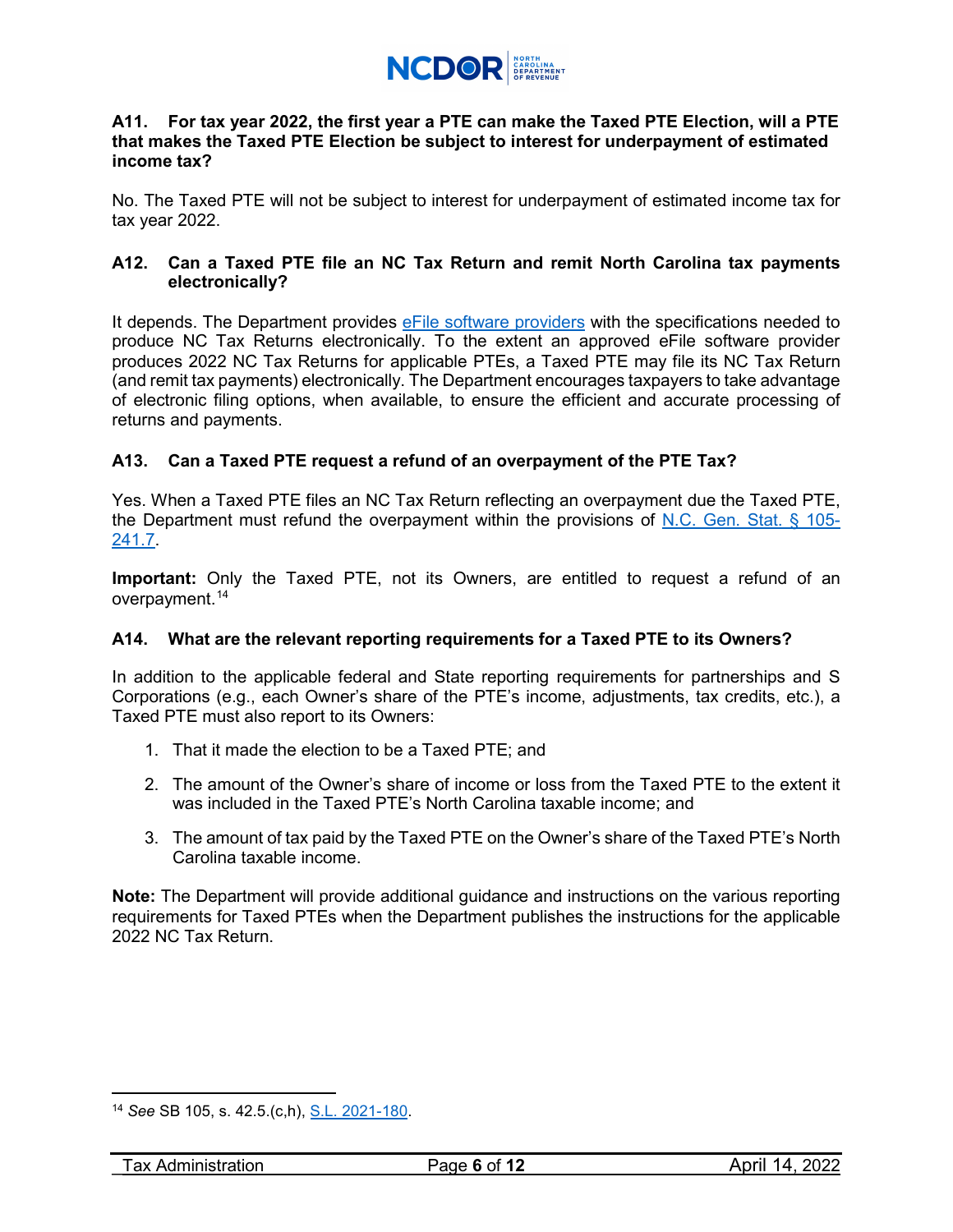**A11. For tax year 2022, the first year a PTE can make the Taxed PTE Election, will a PTE that makes the Taxed PTE Election be subject to interest for underpayment of estimated income tax?**

No. The Taxed PTE will not be subject to interest for underpayment of estimated income tax for tax year 2022.

**A12. Can a Taxed PTE file an NC Tax Return and remit North Carolina tax payments electronically?**

It depends. The Department provides eFile software providers with the specifications needed to produce NC Tax Returns electronically. To the extent an approved eFile software provider produces 2022 NC Tax Returns for applicable PTEs, a Taxed PTE may file its NC Tax Return (and remit tax payments) electronically. The Department encourages taxpayers to take advantage of electronic filing options, when available, to ensure the efficient and accurate processing of returns and payments.

**A13. Can a Taxed PTE request a refund of an overpayment of the PTE Tax?**

Yes. When a Taxed PTE files an NC Tax Return reflecting an overpayment due the Taxed PTE, the Department must refund the overpayment within the provisions of N.C. Gen. Stat. § 105-241.7.

**Important:** Only the Taxed PTE, not its Owners, are entitled to request a refund of an overpayment.[14]

**A14. What are the relevant reporting requirements for a Taxed PTE to its Owners?**

In addition to the applicable federal and State reporting requirements for partnerships and S Corporations (e.g., each Owner's share of the PTE's income, adjustments, tax credits, etc.), a Taxed PTE must also report to its Owners:

1. That it made the election to be a Taxed PTE; and
2. The amount of the Owner's share of income or loss from the Taxed PTE to the extent it was included in the Taxed PTE's North Carolina taxable income; and
3. The amount of tax paid by the Taxed PTE on the Owner's share of the Taxed PTE's North Carolina taxable income.

**Note:** The Department will provide additional guidance and instructions on the various reporting requirements for Taxed PTEs when the Department publishes the instructions for the applicable 2022 NC Tax Return.

---

[14] *See* SB 105, s. 42.5.(c,h), S.L. 2021-180.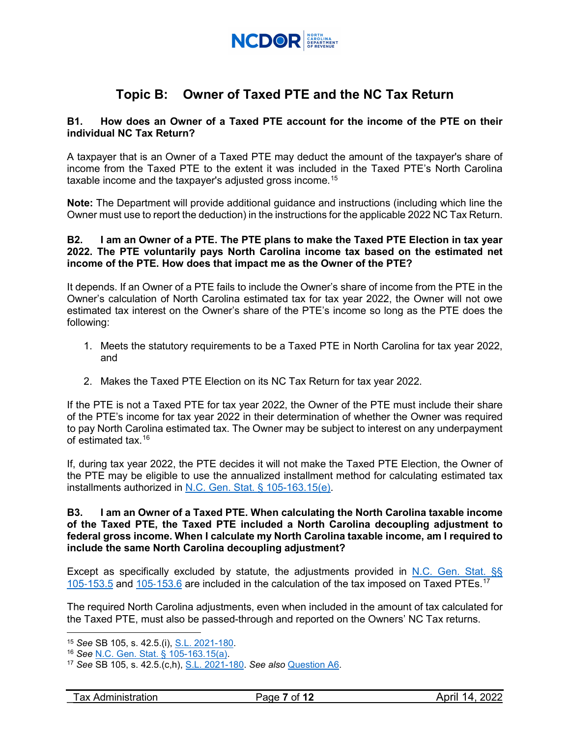## Topic B: Owner of Taxed PTE and the NC Tax Return

**B1. How does an Owner of a Taxed PTE account for the income of the PTE on their individual NC Tax Return?**

A taxpayer that is an Owner of a Taxed PTE may deduct the amount of the taxpayer's share of income from the Taxed PTE to the extent it was included in the Taxed PTE's North Carolina taxable income and the taxpayer's adjusted gross income.[15]

**Note:** The Department will provide additional guidance and instructions (including which line the Owner must use to report the deduction) in the instructions for the applicable 2022 NC Tax Return.

**B2. I am an Owner of a PTE. The PTE plans to make the Taxed PTE Election in tax year 2022. The PTE voluntarily pays North Carolina income tax based on the estimated net income of the PTE. How does that impact me as the Owner of the PTE?**

It depends. If an Owner of a PTE fails to include the Owner's share of income from the PTE in the Owner's calculation of North Carolina estimated tax for tax year 2022, the Owner will not owe estimated tax interest on the Owner's share of the PTE's income so long as the PTE does the following:

1. Meets the statutory requirements to be a Taxed PTE in North Carolina for tax year 2022, and
2. Makes the Taxed PTE Election on its NC Tax Return for tax year 2022.

If the PTE is not a Taxed PTE for tax year 2022, the Owner of the PTE must include their share of the PTE's income for tax year 2022 in their determination of whether the Owner was required to pay North Carolina estimated tax. The Owner may be subject to interest on any underpayment of estimated tax.[16]

If, during tax year 2022, the PTE decides it will not make the Taxed PTE Election, the Owner of the PTE may be eligible to use the annualized installment method for calculating estimated tax installments authorized in N.C. Gen. Stat. § 105-163.15(e).

**B3. I am an Owner of a Taxed PTE. When calculating the North Carolina taxable income of the Taxed PTE, the Taxed PTE included a North Carolina decoupling adjustment to federal gross income. When I calculate my North Carolina taxable income, am I required to include the same North Carolina decoupling adjustment?**

Except as specifically excluded by statute, the adjustments provided in N.C. Gen. Stat. §§ 105-153.5 and 105-153.6 are included in the calculation of the tax imposed on Taxed PTEs.[17]

The required North Carolina adjustments, even when included in the amount of tax calculated for the Taxed PTE, must also be passed-through and reported on the Owners' NC Tax returns.

---

[15] *See* SB 105, s. 42.5.(i), S.L. 2021-180.

[16] *See* N.C. Gen. Stat. § 105-163.15(a).

[17] *See* SB 105, s. 42.5.(c,h), S.L. 2021-180. *See also* Question A6.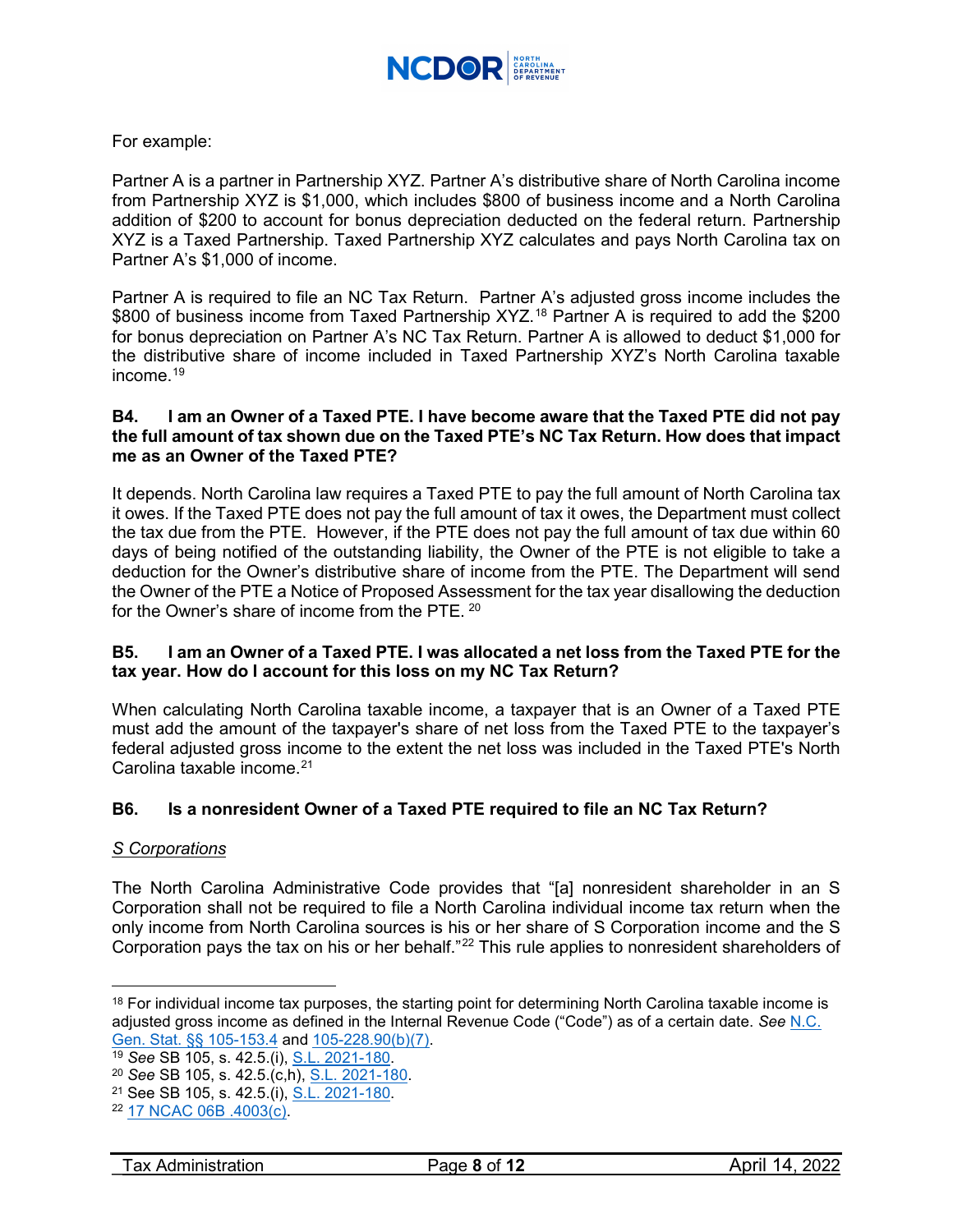For example:

Partner A is a partner in Partnership XYZ. Partner A's distributive share of North Carolina income from Partnership XYZ is $1,000, which includes $800 of business income and a North Carolina addition of $200 to account for bonus depreciation deducted on the federal return. Partnership XYZ is a Taxed Partnership. Taxed Partnership XYZ calculates and pays North Carolina tax on Partner A's $1,000 of income.

Partner A is required to file an NC Tax Return. Partner A's adjusted gross income includes the $800 of business income from Taxed Partnership XYZ.[18] Partner A is required to add the $200 for bonus depreciation on Partner A's NC Tax Return. Partner A is allowed to deduct $1,000 for the distributive share of income included in Taxed Partnership XYZ's North Carolina taxable income.[19]

**B4. I am an Owner of a Taxed PTE. I have become aware that the Taxed PTE did not pay the full amount of tax shown due on the Taxed PTE's NC Tax Return. How does that impact me as an Owner of the Taxed PTE?**

It depends. North Carolina law requires a Taxed PTE to pay the full amount of North Carolina tax it owes. If the Taxed PTE does not pay the full amount of tax it owes, the Department must collect the tax due from the PTE. However, if the PTE does not pay the full amount of tax due within 60 days of being notified of the outstanding liability, the Owner of the PTE is not eligible to take a deduction for the Owner's distributive share of income from the PTE. The Department will send the Owner of the PTE a Notice of Proposed Assessment for the tax year disallowing the deduction for the Owner's share of income from the PTE. [20]

**B5. I am an Owner of a Taxed PTE. I was allocated a net loss from the Taxed PTE for the tax year. How do I account for this loss on my NC Tax Return?**

When calculating North Carolina taxable income, a taxpayer that is an Owner of a Taxed PTE must add the amount of the taxpayer's share of net loss from the Taxed PTE to the taxpayer's federal adjusted gross income to the extent the net loss was included in the Taxed PTE's North Carolina taxable income.[21]

**B6. Is a nonresident Owner of a Taxed PTE required to file an NC Tax Return?**

*S Corporations*

The North Carolina Administrative Code provides that "[a] nonresident shareholder in an S Corporation shall not be required to file a North Carolina individual income tax return when the only income from North Carolina sources is his or her share of S Corporation income and the S Corporation pays the tax on his or her behalf."[22] This rule applies to nonresident shareholders of

---

[18] For individual income tax purposes, the starting point for determining North Carolina taxable income is adjusted gross income as defined in the Internal Revenue Code ("Code") as of a certain date. *See* N.C. Gen. Stat. §§ 105-153.4 and 105-228.90(b)(7).

[19] *See* SB 105, s. 42.5.(i), S.L. 2021-180.

[20] *See* SB 105, s. 42.5.(c,h), S.L. 2021-180.

[21] See SB 105, s. 42.5.(i), S.L. 2021-180.

[22] 17 NCAC 06B .4003(c).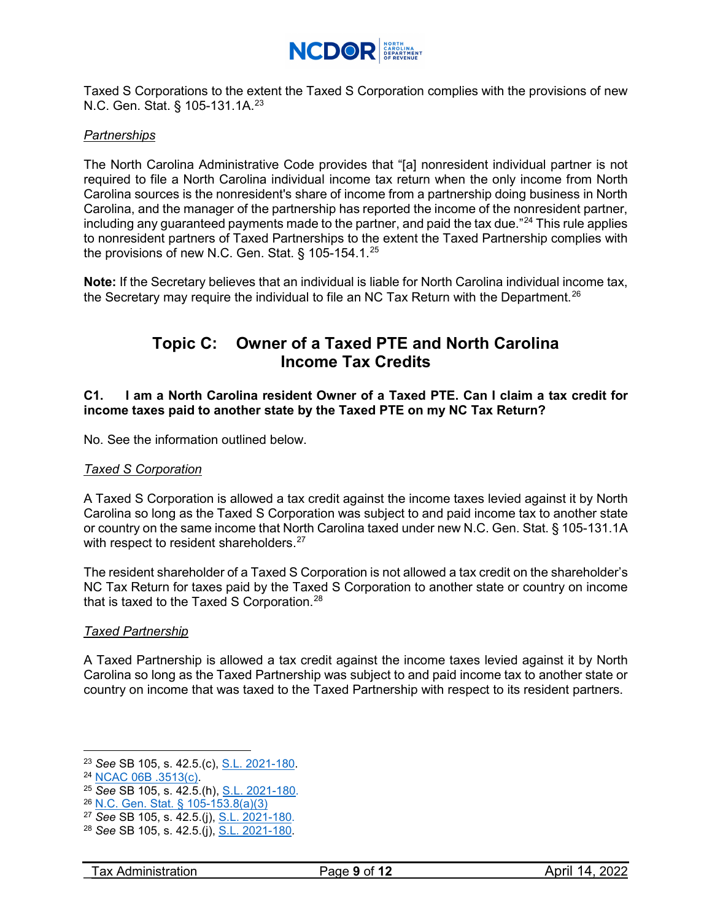Taxed S Corporations to the extent the Taxed S Corporation complies with the provisions of new N.C. Gen. Stat. § 105-131.1A.[23]

*Partnerships*

The North Carolina Administrative Code provides that "[a] nonresident individual partner is not required to file a North Carolina individual income tax return when the only income from North Carolina sources is the nonresident's share of income from a partnership doing business in North Carolina, and the manager of the partnership has reported the income of the nonresident partner, including any guaranteed payments made to the partner, and paid the tax due."[24] This rule applies to nonresident partners of Taxed Partnerships to the extent the Taxed Partnership complies with the provisions of new N.C. Gen. Stat. § 105-154.1.[25]

**Note:** If the Secretary believes that an individual is liable for North Carolina individual income tax, the Secretary may require the individual to file an NC Tax Return with the Department.[26]

## Topic C: Owner of a Taxed PTE and North Carolina Income Tax Credits

**C1. I am a North Carolina resident Owner of a Taxed PTE. Can I claim a tax credit for income taxes paid to another state by the Taxed PTE on my NC Tax Return?**

No. See the information outlined below.

*Taxed S Corporation*

A Taxed S Corporation is allowed a tax credit against the income taxes levied against it by North Carolina so long as the Taxed S Corporation was subject to and paid income tax to another state or country on the same income that North Carolina taxed under new N.C. Gen. Stat. § 105-131.1A with respect to resident shareholders.[27]

The resident shareholder of a Taxed S Corporation is not allowed a tax credit on the shareholder's NC Tax Return for taxes paid by the Taxed S Corporation to another state or country on income that is taxed to the Taxed S Corporation.[28]

*Taxed Partnership*

A Taxed Partnership is allowed a tax credit against the income taxes levied against it by North Carolina so long as the Taxed Partnership was subject to and paid income tax to another state or country on income that was taxed to the Taxed Partnership with respect to its resident partners.

---

[23] *See* SB 105, s. 42.5.(c), S.L. 2021-180.
[24] NCAC 06B .3513(c).
[25] *See* SB 105, s. 42.5.(h), S.L. 2021-180.
[26] N.C. Gen. Stat. § 105-153.8(a)(3)
[27] *See* SB 105, s. 42.5.(j), S.L. 2021-180.
[28] *See* SB 105, s. 42.5.(j), S.L. 2021-180.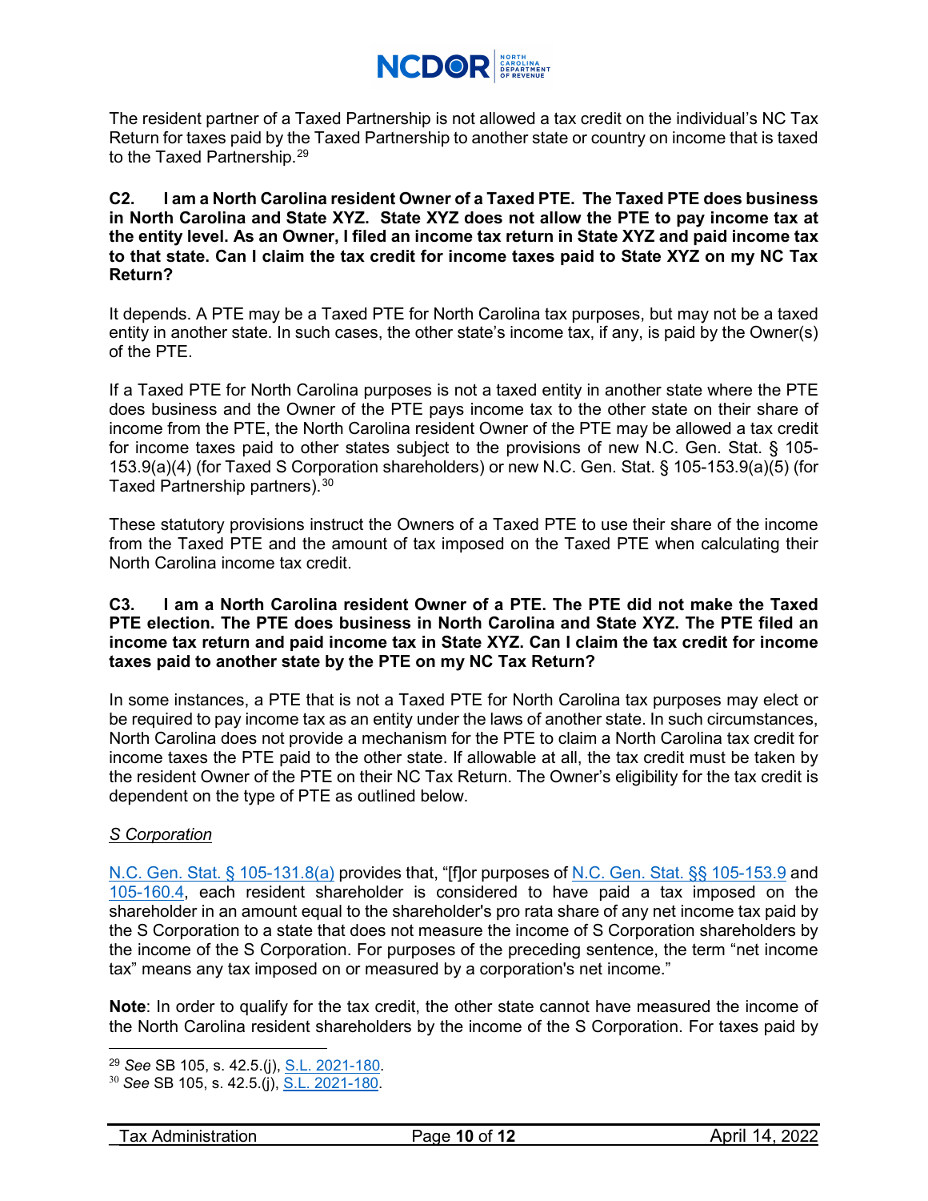The resident partner of a Taxed Partnership is not allowed a tax credit on the individual's NC Tax Return for taxes paid by the Taxed Partnership to another state or country on income that is taxed to the Taxed Partnership.[29]

**C2. I am a North Carolina resident Owner of a Taxed PTE. The Taxed PTE does business in North Carolina and State XYZ. State XYZ does not allow the PTE to pay income tax at the entity level. As an Owner, I filed an income tax return in State XYZ and paid income tax to that state. Can I claim the tax credit for income taxes paid to State XYZ on my NC Tax Return?**

It depends. A PTE may be a Taxed PTE for North Carolina tax purposes, but may not be a taxed entity in another state. In such cases, the other state's income tax, if any, is paid by the Owner(s) of the PTE.

If a Taxed PTE for North Carolina purposes is not a taxed entity in another state where the PTE does business and the Owner of the PTE pays income tax to the other state on their share of income from the PTE, the North Carolina resident Owner of the PTE may be allowed a tax credit for income taxes paid to other states subject to the provisions of new N.C. Gen. Stat. § 105-153.9(a)(4) (for Taxed S Corporation shareholders) or new N.C. Gen. Stat. § 105-153.9(a)(5) (for Taxed Partnership partners).[30]

These statutory provisions instruct the Owners of a Taxed PTE to use their share of the income from the Taxed PTE and the amount of tax imposed on the Taxed PTE when calculating their North Carolina income tax credit.

**C3. I am a North Carolina resident Owner of a PTE. The PTE did not make the Taxed PTE election. The PTE does business in North Carolina and State XYZ. The PTE filed an income tax return and paid income tax in State XYZ. Can I claim the tax credit for income taxes paid to another state by the PTE on my NC Tax Return?**

In some instances, a PTE that is not a Taxed PTE for North Carolina tax purposes may elect or be required to pay income tax as an entity under the laws of another state. In such circumstances, North Carolina does not provide a mechanism for the PTE to claim a North Carolina tax credit for income taxes the PTE paid to the other state. If allowable at all, the tax credit must be taken by the resident Owner of the PTE on their NC Tax Return. The Owner's eligibility for the tax credit is dependent on the type of PTE as outlined below.

*S Corporation*

N.C. Gen. Stat. § 105-131.8(a) provides that, "[f]or purposes of N.C. Gen. Stat. §§ 105-153.9 and 105-160.4, each resident shareholder is considered to have paid a tax imposed on the shareholder in an amount equal to the shareholder's pro rata share of any net income tax paid by the S Corporation to a state that does not measure the income of S Corporation shareholders by the income of the S Corporation. For purposes of the preceding sentence, the term "net income tax" means any tax imposed on or measured by a corporation's net income."

**Note**: In order to qualify for the tax credit, the other state cannot have measured the income of the North Carolina resident shareholders by the income of the S Corporation. For taxes paid by

[29] *See* SB 105, s. 42.5.(j), S.L. 2021-180.

[30] *See* SB 105, s. 42.5.(j), S.L. 2021-180.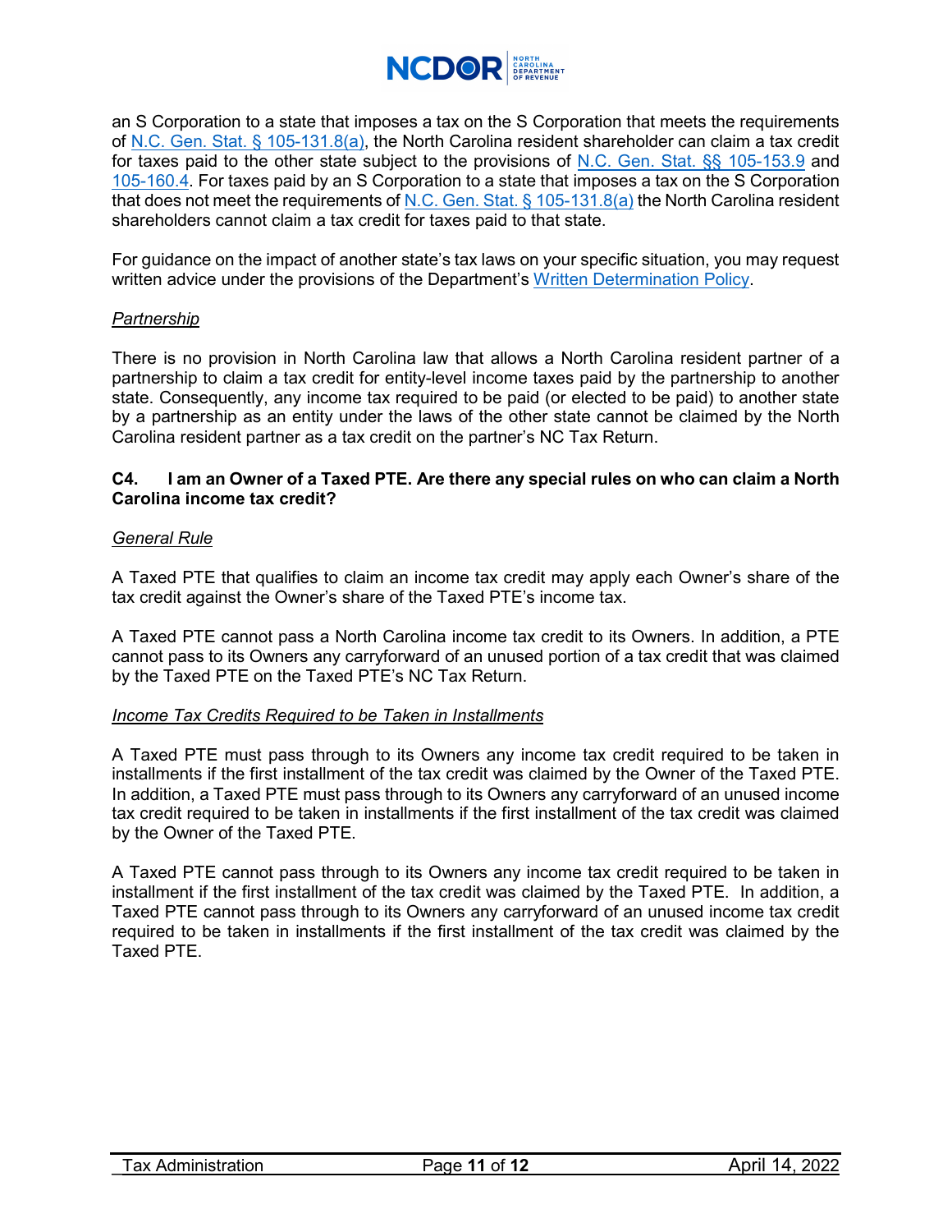an S Corporation to a state that imposes a tax on the S Corporation that meets the requirements of [N.C. Gen. Stat. § 105-131.8(a)](), the North Carolina resident shareholder can claim a tax credit for taxes paid to the other state subject to the provisions of [N.C. Gen. Stat. §§ 105-153.9]() and [105-160.4](). For taxes paid by an S Corporation to a state that imposes a tax on the S Corporation that does not meet the requirements of [N.C. Gen. Stat. § 105-131.8(a)]() the North Carolina resident shareholders cannot claim a tax credit for taxes paid to that state.

For guidance on the impact of another state's tax laws on your specific situation, you may request written advice under the provisions of the Department's [Written Determination Policy]().

*Partnership*

There is no provision in North Carolina law that allows a North Carolina resident partner of a partnership to claim a tax credit for entity-level income taxes paid by the partnership to another state. Consequently, any income tax required to be paid (or elected to be paid) to another state by a partnership as an entity under the laws of the other state cannot be claimed by the North Carolina resident partner as a tax credit on the partner's NC Tax Return.

**C4. I am an Owner of a Taxed PTE. Are there any special rules on who can claim a North Carolina income tax credit?**

*General Rule*

A Taxed PTE that qualifies to claim an income tax credit may apply each Owner's share of the tax credit against the Owner's share of the Taxed PTE's income tax.

A Taxed PTE cannot pass a North Carolina income tax credit to its Owners. In addition, a PTE cannot pass to its Owners any carryforward of an unused portion of a tax credit that was claimed by the Taxed PTE on the Taxed PTE's NC Tax Return.

*Income Tax Credits Required to be Taken in Installments*

A Taxed PTE must pass through to its Owners any income tax credit required to be taken in installments if the first installment of the tax credit was claimed by the Owner of the Taxed PTE. In addition, a Taxed PTE must pass through to its Owners any carryforward of an unused income tax credit required to be taken in installments if the first installment of the tax credit was claimed by the Owner of the Taxed PTE.

A Taxed PTE cannot pass through to its Owners any income tax credit required to be taken in installment if the first installment of the tax credit was claimed by the Taxed PTE. In addition, a Taxed PTE cannot pass through to its Owners any carryforward of an unused income tax credit required to be taken in installments if the first installment of the tax credit was claimed by the Taxed PTE.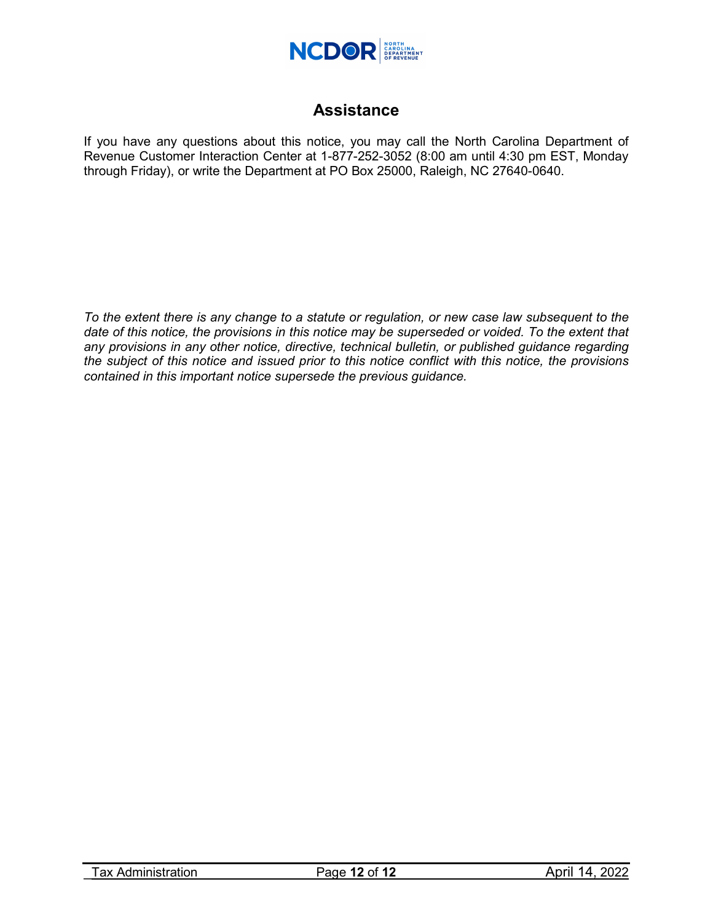## Assistance

If you have any questions about this notice, you may call the North Carolina Department of Revenue Customer Interaction Center at 1-877-252-3052 (8:00 am until 4:30 pm EST, Monday through Friday), or write the Department at PO Box 25000, Raleigh, NC 27640-0640.

*To the extent there is any change to a statute or regulation, or new case law subsequent to the date of this notice, the provisions in this notice may be superseded or voided. To the extent that any provisions in any other notice, directive, technical bulletin, or published guidance regarding the subject of this notice and issued prior to this notice conflict with this notice, the provisions contained in this important notice supersede the previous guidance.*